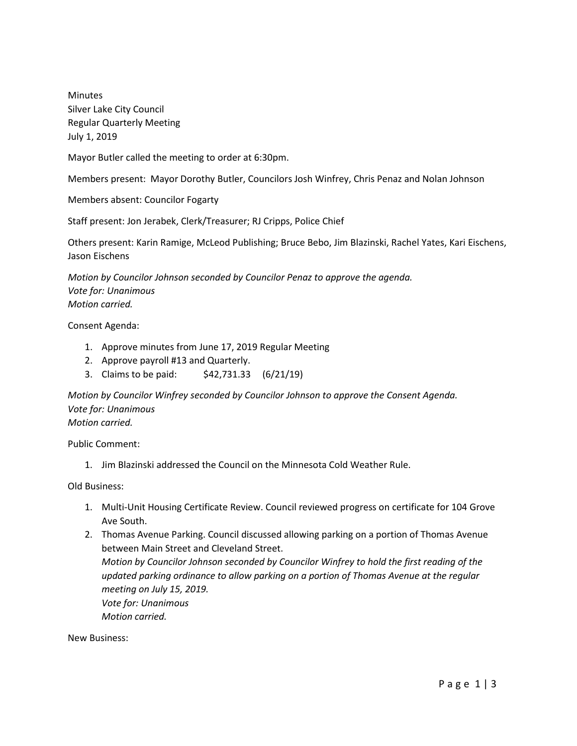Minutes
Silver Lake City Council
Regular Quarterly Meeting
July 1, 2019

Mayor Butler called the meeting to order at 6:30pm.

Members present: Mayor Dorothy Butler, Councilors Josh Winfrey, Chris Penaz and Nolan Johnson

Members absent: Councilor Fogarty

Staff present: Jon Jerabek, Clerk/Treasurer; RJ Cripps, Police Chief

Others present: Karin Ramige, McLeod Publishing; Bruce Bebo, Jim Blazinski, Rachel Yates, Kari Eischens, Jason Eischens

*Motion by Councilor Johnson seconded by Councilor Penaz to approve the agenda.*
*Vote for: Unanimous*
*Motion carried.*

Consent Agenda:

1. Approve minutes from June 17, 2019 Regular Meeting
2. Approve payroll #13 and Quarterly.
3. Claims to be paid: $42,731.33 (6/21/19)

*Motion by Councilor Winfrey seconded by Councilor Johnson to approve the Consent Agenda.*
*Vote for: Unanimous*
*Motion carried.*

Public Comment:

1. Jim Blazinski addressed the Council on the Minnesota Cold Weather Rule.

Old Business:

1. Multi-Unit Housing Certificate Review. Council reviewed progress on certificate for 104 Grove Ave South.
2. Thomas Avenue Parking. Council discussed allowing parking on a portion of Thomas Avenue between Main Street and Cleveland Street.
   *Motion by Councilor Johnson seconded by Councilor Winfrey to hold the first reading of the updated parking ordinance to allow parking on a portion of Thomas Avenue at the regular meeting on July 15, 2019.*
   *Vote for: Unanimous*
   *Motion carried.*

New Business: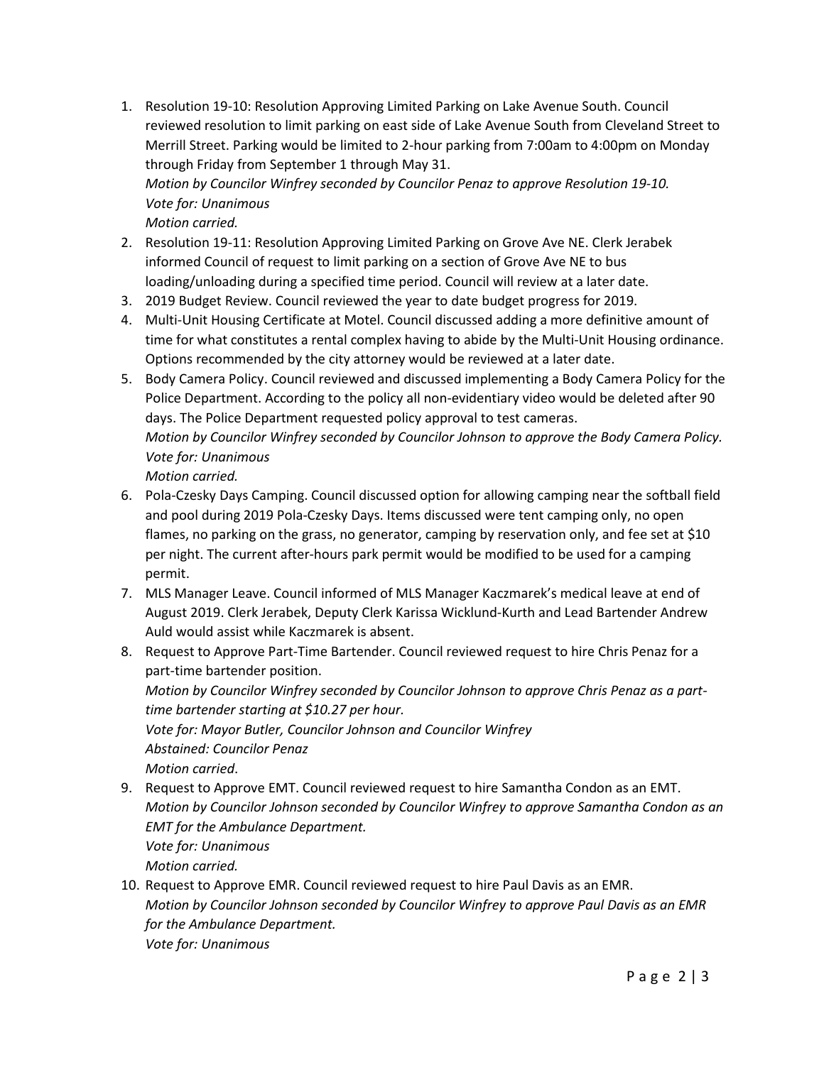1. Resolution 19-10: Resolution Approving Limited Parking on Lake Avenue South. Council reviewed resolution to limit parking on east side of Lake Avenue South from Cleveland Street to Merrill Street. Parking would be limited to 2-hour parking from 7:00am to 4:00pm on Monday through Friday from September 1 through May 31.
   *Motion by Councilor Winfrey seconded by Councilor Penaz to approve Resolution 19-10.*
   *Vote for: Unanimous*
   *Motion carried.*
2. Resolution 19-11: Resolution Approving Limited Parking on Grove Ave NE. Clerk Jerabek informed Council of request to limit parking on a section of Grove Ave NE to bus loading/unloading during a specified time period. Council will review at a later date.
3. 2019 Budget Review. Council reviewed the year to date budget progress for 2019.
4. Multi-Unit Housing Certificate at Motel. Council discussed adding a more definitive amount of time for what constitutes a rental complex having to abide by the Multi-Unit Housing ordinance. Options recommended by the city attorney would be reviewed at a later date.
5. Body Camera Policy. Council reviewed and discussed implementing a Body Camera Policy for the Police Department. According to the policy all non-evidentiary video would be deleted after 90 days. The Police Department requested policy approval to test cameras.
   *Motion by Councilor Winfrey seconded by Councilor Johnson to approve the Body Camera Policy.*
   *Vote for: Unanimous*
   *Motion carried.*
6. Pola-Czesky Days Camping. Council discussed option for allowing camping near the softball field and pool during 2019 Pola-Czesky Days. Items discussed were tent camping only, no open flames, no parking on the grass, no generator, camping by reservation only, and fee set at $10 per night. The current after-hours park permit would be modified to be used for a camping permit.
7. MLS Manager Leave. Council informed of MLS Manager Kaczmarek's medical leave at end of August 2019. Clerk Jerabek, Deputy Clerk Karissa Wicklund-Kurth and Lead Bartender Andrew Auld would assist while Kaczmarek is absent.
8. Request to Approve Part-Time Bartender. Council reviewed request to hire Chris Penaz for a part-time bartender position.
   *Motion by Councilor Winfrey seconded by Councilor Johnson to approve Chris Penaz as a part-time bartender starting at $10.27 per hour.*
   *Vote for: Mayor Butler, Councilor Johnson and Councilor Winfrey*
   *Abstained: Councilor Penaz*
   *Motion carried*.
9. Request to Approve EMT. Council reviewed request to hire Samantha Condon as an EMT.
   *Motion by Councilor Johnson seconded by Councilor Winfrey to approve Samantha Condon as an EMT for the Ambulance Department.*
   *Vote for: Unanimous*
   *Motion carried.*
10. Request to Approve EMR. Council reviewed request to hire Paul Davis as an EMR.
    *Motion by Councilor Johnson seconded by Councilor Winfrey to approve Paul Davis as an EMR for the Ambulance Department.*
    *Vote for: Unanimous*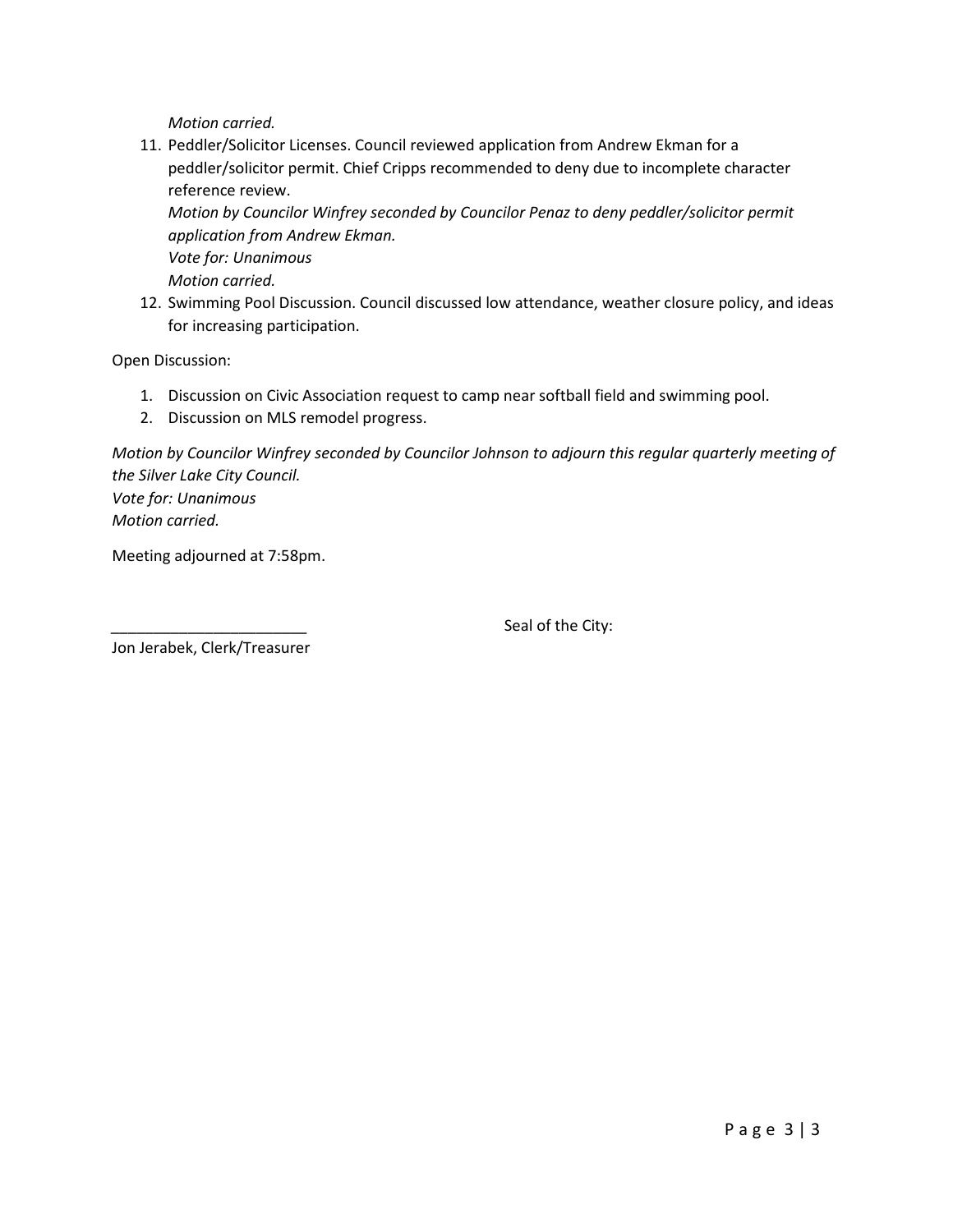*Motion carried.*

11. Peddler/Solicitor Licenses. Council reviewed application from Andrew Ekman for a peddler/solicitor permit. Chief Cripps recommended to deny due to incomplete character reference review.
    *Motion by Councilor Winfrey seconded by Councilor Penaz to deny peddler/solicitor permit application from Andrew Ekman.*
    *Vote for: Unanimous*
    *Motion carried.*
12. Swimming Pool Discussion. Council discussed low attendance, weather closure policy, and ideas for increasing participation.

Open Discussion:

1. Discussion on Civic Association request to camp near softball field and swimming pool.
2. Discussion on MLS remodel progress.

*Motion by Councilor Winfrey seconded by Councilor Johnson to adjourn this regular quarterly meeting of the Silver Lake City Council.*
*Vote for: Unanimous*
*Motion carried.*

Meeting adjourned at 7:58pm.

_______________________
Jon Jerabek, Clerk/Treasurer

Seal of the City: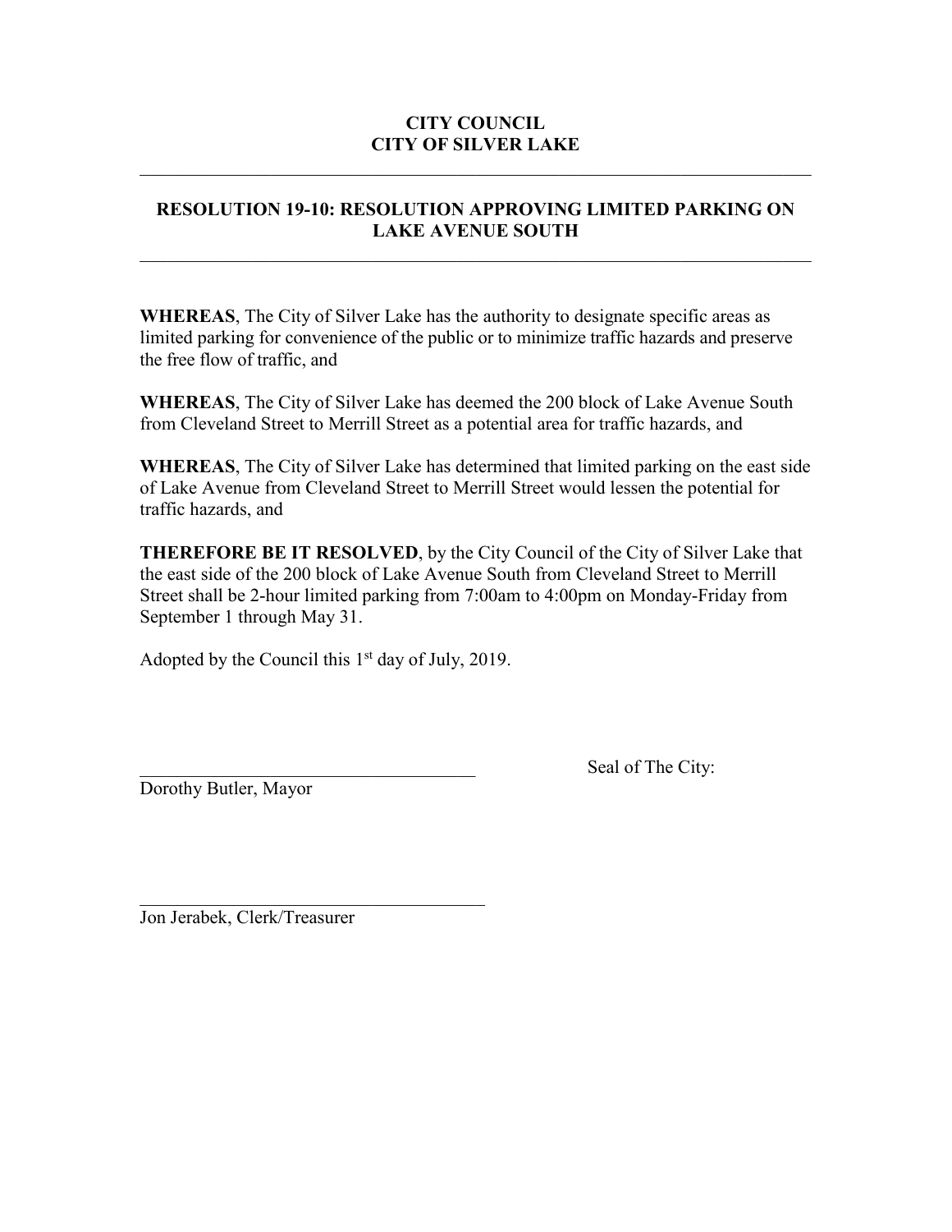**CITY COUNCIL**
**CITY OF SILVER LAKE**

---

## RESOLUTION 19-10: RESOLUTION APPROVING LIMITED PARKING ON LAKE AVENUE SOUTH

---

**WHEREAS**, The City of Silver Lake has the authority to designate specific areas as limited parking for convenience of the public or to minimize traffic hazards and preserve the free flow of traffic, and

**WHEREAS**, The City of Silver Lake has deemed the 200 block of Lake Avenue South from Cleveland Street to Merrill Street as a potential area for traffic hazards, and

**WHEREAS**, The City of Silver Lake has determined that limited parking on the east side of Lake Avenue from Cleveland Street to Merrill Street would lessen the potential for traffic hazards, and

**THEREFORE BE IT RESOLVED**, by the City Council of the City of Silver Lake that the east side of the 200 block of Lake Avenue South from Cleveland Street to Merrill Street shall be 2-hour limited parking from 7:00am to 4:00pm on Monday-Friday from September 1 through May 31.

Adopted by the Council this 1st day of July, 2019.

_____________________________________ Seal of The City:
Dorothy Butler, Mayor

_____________________________________
Jon Jerabek, Clerk/Treasurer